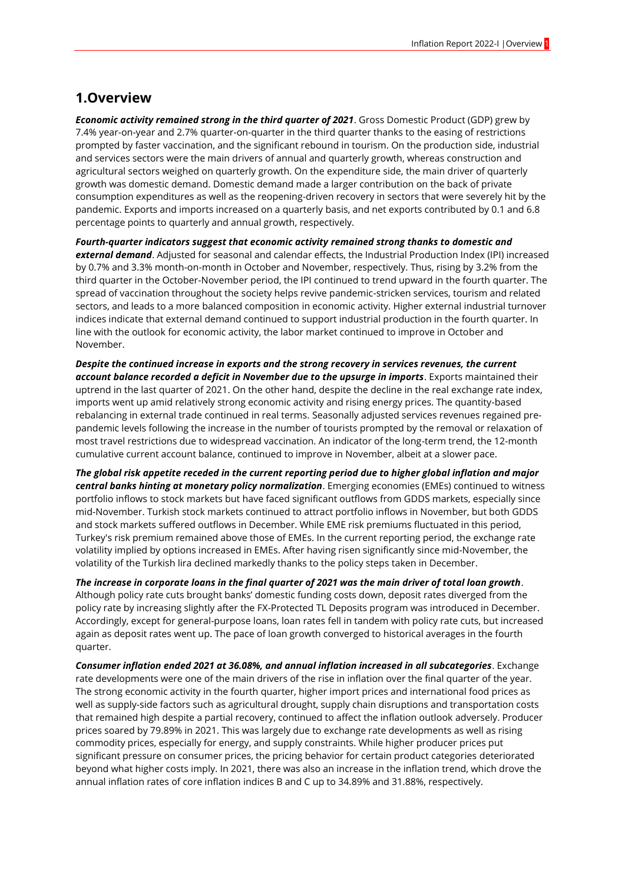# 1.Overview

***Economic activity remained strong in the third quarter of 2021***. Gross Domestic Product (GDP) grew by 7.4% year-on-year and 2.7% quarter-on-quarter in the third quarter thanks to the easing of restrictions prompted by faster vaccination, and the significant rebound in tourism. On the production side, industrial and services sectors were the main drivers of annual and quarterly growth, whereas construction and agricultural sectors weighed on quarterly growth. On the expenditure side, the main driver of quarterly growth was domestic demand. Domestic demand made a larger contribution on the back of private consumption expenditures as well as the reopening-driven recovery in sectors that were severely hit by the pandemic. Exports and imports increased on a quarterly basis, and net exports contributed by 0.1 and 6.8 percentage points to quarterly and annual growth, respectively.

***Fourth-quarter indicators suggest that economic activity remained strong thanks to domestic and external demand***. Adjusted for seasonal and calendar effects, the Industrial Production Index (IPI) increased by 0.7% and 3.3% month-on-month in October and November, respectively. Thus, rising by 3.2% from the third quarter in the October-November period, the IPI continued to trend upward in the fourth quarter. The spread of vaccination throughout the society helps revive pandemic-stricken services, tourism and related sectors, and leads to a more balanced composition in economic activity. Higher external industrial turnover indices indicate that external demand continued to support industrial production in the fourth quarter. In line with the outlook for economic activity, the labor market continued to improve in October and November.

***Despite the continued increase in exports and the strong recovery in services revenues, the current account balance recorded a deficit in November due to the upsurge in imports***. Exports maintained their uptrend in the last quarter of 2021. On the other hand, despite the decline in the real exchange rate index, imports went up amid relatively strong economic activity and rising energy prices. The quantity-based rebalancing in external trade continued in real terms. Seasonally adjusted services revenues regained pre-pandemic levels following the increase in the number of tourists prompted by the removal or relaxation of most travel restrictions due to widespread vaccination. An indicator of the long-term trend, the 12-month cumulative current account balance, continued to improve in November, albeit at a slower pace.

***The global risk appetite receded in the current reporting period due to higher global inflation and major central banks hinting at monetary policy normalization***. Emerging economies (EMEs) continued to witness portfolio inflows to stock markets but have faced significant outflows from GDDS markets, especially since mid-November. Turkish stock markets continued to attract portfolio inflows in November, but both GDDS and stock markets suffered outflows in December. While EME risk premiums fluctuated in this period, Turkey's risk premium remained above those of EMEs. In the current reporting period, the exchange rate volatility implied by options increased in EMEs. After having risen significantly since mid-November, the volatility of the Turkish lira declined markedly thanks to the policy steps taken in December.

***The increase in corporate loans in the final quarter of 2021 was the main driver of total loan growth***. Although policy rate cuts brought banks' domestic funding costs down, deposit rates diverged from the policy rate by increasing slightly after the FX-Protected TL Deposits program was introduced in December. Accordingly, except for general-purpose loans, loan rates fell in tandem with policy rate cuts, but increased again as deposit rates went up. The pace of loan growth converged to historical averages in the fourth quarter.

***Consumer inflation ended 2021 at 36.08%, and annual inflation increased in all subcategories***. Exchange rate developments were one of the main drivers of the rise in inflation over the final quarter of the year. The strong economic activity in the fourth quarter, higher import prices and international food prices as well as supply-side factors such as agricultural drought, supply chain disruptions and transportation costs that remained high despite a partial recovery, continued to affect the inflation outlook adversely. Producer prices soared by 79.89% in 2021. This was largely due to exchange rate developments as well as rising commodity prices, especially for energy, and supply constraints. While higher producer prices put significant pressure on consumer prices, the pricing behavior for certain product categories deteriorated beyond what higher costs imply. In 2021, there was also an increase in the inflation trend, which drove the annual inflation rates of core inflation indices B and C up to 34.89% and 31.88%, respectively.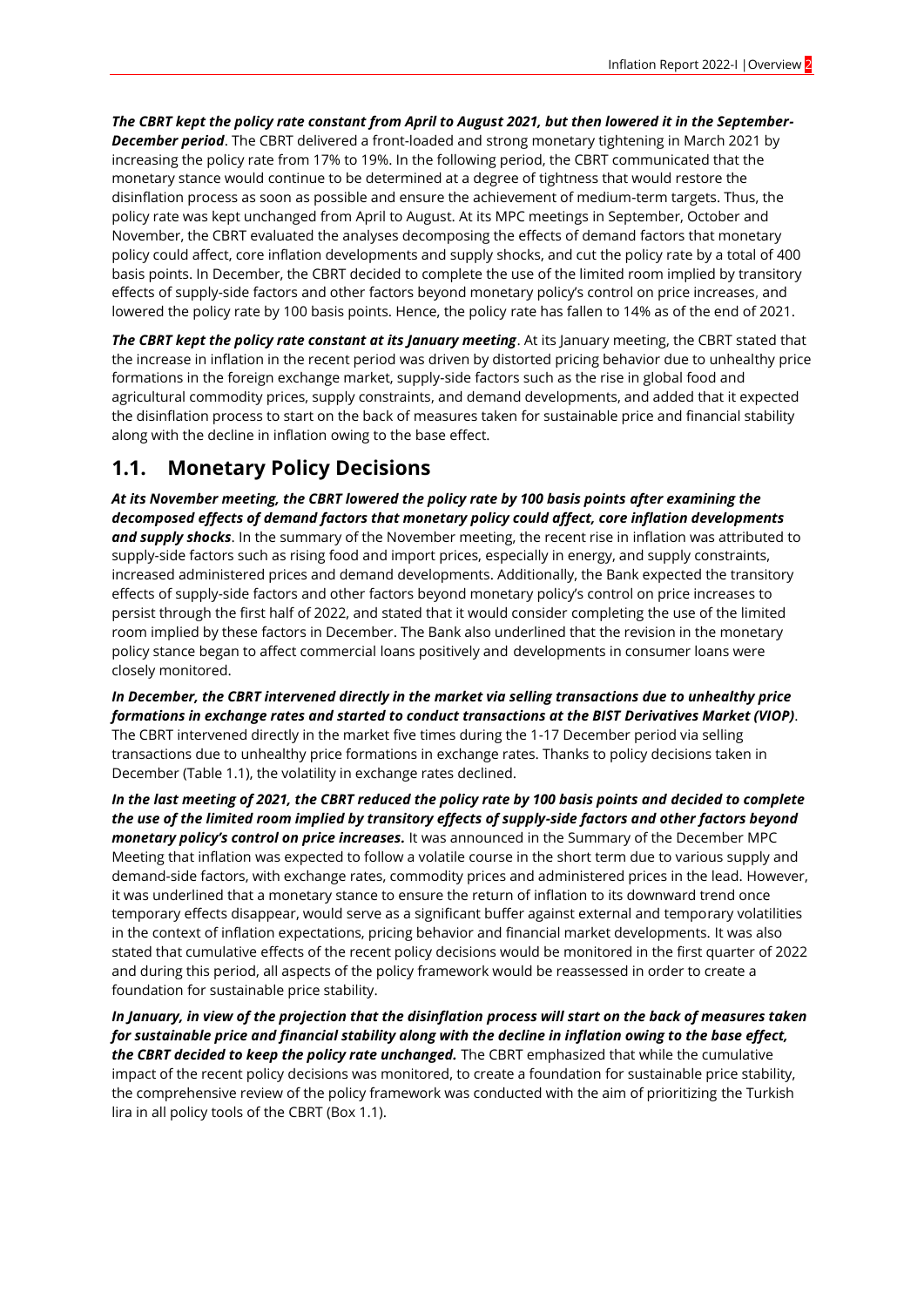***The CBRT kept the policy rate constant from April to August 2021, but then lowered it in the September-December period***. The CBRT delivered a front-loaded and strong monetary tightening in March 2021 by increasing the policy rate from 17% to 19%. In the following period, the CBRT communicated that the monetary stance would continue to be determined at a degree of tightness that would restore the disinflation process as soon as possible and ensure the achievement of medium-term targets. Thus, the policy rate was kept unchanged from April to August. At its MPC meetings in September, October and November, the CBRT evaluated the analyses decomposing the effects of demand factors that monetary policy could affect, core inflation developments and supply shocks, and cut the policy rate by a total of 400 basis points. In December, the CBRT decided to complete the use of the limited room implied by transitory effects of supply-side factors and other factors beyond monetary policy's control on price increases, and lowered the policy rate by 100 basis points. Hence, the policy rate has fallen to 14% as of the end of 2021.

***The CBRT kept the policy rate constant at its January meeting***. At its January meeting, the CBRT stated that the increase in inflation in the recent period was driven by distorted pricing behavior due to unhealthy price formations in the foreign exchange market, supply-side factors such as the rise in global food and agricultural commodity prices, supply constraints, and demand developments, and added that it expected the disinflation process to start on the back of measures taken for sustainable price and financial stability along with the decline in inflation owing to the base effect.

## 1.1. Monetary Policy Decisions

***At its November meeting, the CBRT lowered the policy rate by 100 basis points after examining the decomposed effects of demand factors that monetary policy could affect, core inflation developments and supply shocks***. In the summary of the November meeting, the recent rise in inflation was attributed to supply-side factors such as rising food and import prices, especially in energy, and supply constraints, increased administered prices and demand developments. Additionally, the Bank expected the transitory effects of supply-side factors and other factors beyond monetary policy's control on price increases to persist through the first half of 2022, and stated that it would consider completing the use of the limited room implied by these factors in December. The Bank also underlined that the revision in the monetary policy stance began to affect commercial loans positively and developments in consumer loans were closely monitored.

***In December, the CBRT intervened directly in the market via selling transactions due to unhealthy price formations in exchange rates and started to conduct transactions at the BIST Derivatives Market (VIOP)***. The CBRT intervened directly in the market five times during the 1-17 December period via selling transactions due to unhealthy price formations in exchange rates. Thanks to policy decisions taken in December (Table 1.1), the volatility in exchange rates declined.

***In the last meeting of 2021, the CBRT reduced the policy rate by 100 basis points and decided to complete the use of the limited room implied by transitory effects of supply-side factors and other factors beyond monetary policy's control on price increases.*** It was announced in the Summary of the December MPC Meeting that inflation was expected to follow a volatile course in the short term due to various supply and demand-side factors, with exchange rates, commodity prices and administered prices in the lead. However, it was underlined that a monetary stance to ensure the return of inflation to its downward trend once temporary effects disappear, would serve as a significant buffer against external and temporary volatilities in the context of inflation expectations, pricing behavior and financial market developments. It was also stated that cumulative effects of the recent policy decisions would be monitored in the first quarter of 2022 and during this period, all aspects of the policy framework would be reassessed in order to create a foundation for sustainable price stability.

***In January, in view of the projection that the disinflation process will start on the back of measures taken for sustainable price and financial stability along with the decline in inflation owing to the base effect, the CBRT decided to keep the policy rate unchanged.*** The CBRT emphasized that while the cumulative impact of the recent policy decisions was monitored, to create a foundation for sustainable price stability, the comprehensive review of the policy framework was conducted with the aim of prioritizing the Turkish lira in all policy tools of the CBRT (Box 1.1).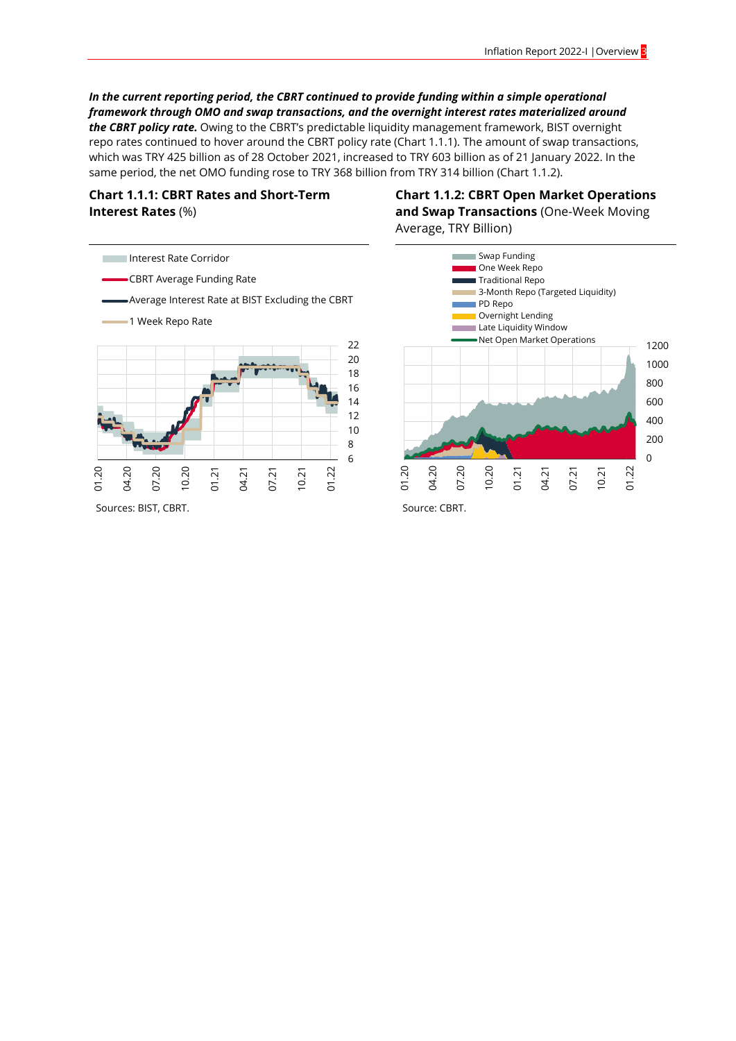***In the current reporting period, the CBRT continued to provide funding within a simple operational framework through OMO and swap transactions, and the overnight interest rates materialized around the CBRT policy rate.*** Owing to the CBRT's predictable liquidity management framework, BIST overnight repo rates continued to hover around the CBRT policy rate (Chart 1.1.1). The amount of swap transactions, which was TRY 425 billion as of 28 October 2021, increased to TRY 603 billion as of 21 January 2022. In the same period, the net OMO funding rose to TRY 368 billion from TRY 314 billion (Chart 1.1.2).

**Chart 1.1.1: CBRT Rates and Short-Term Interest Rates** (%)

Interest Rate Corridor
CBRT Average Funding Rate
Average Interest Rate at BIST Excluding the CBRT
1 Week Repo Rate

Sources: BIST, CBRT.

**Chart 1.1.2: CBRT Open Market Operations and Swap Transactions** (One-Week Moving Average, TRY Billion)

Swap Funding
One Week Repo
Traditional Repo
3-Month Repo (Targeted Liquidity)
PD Repo
Overnight Lending
Late Liquidity Window
Net Open Market Operations

Source: CBRT.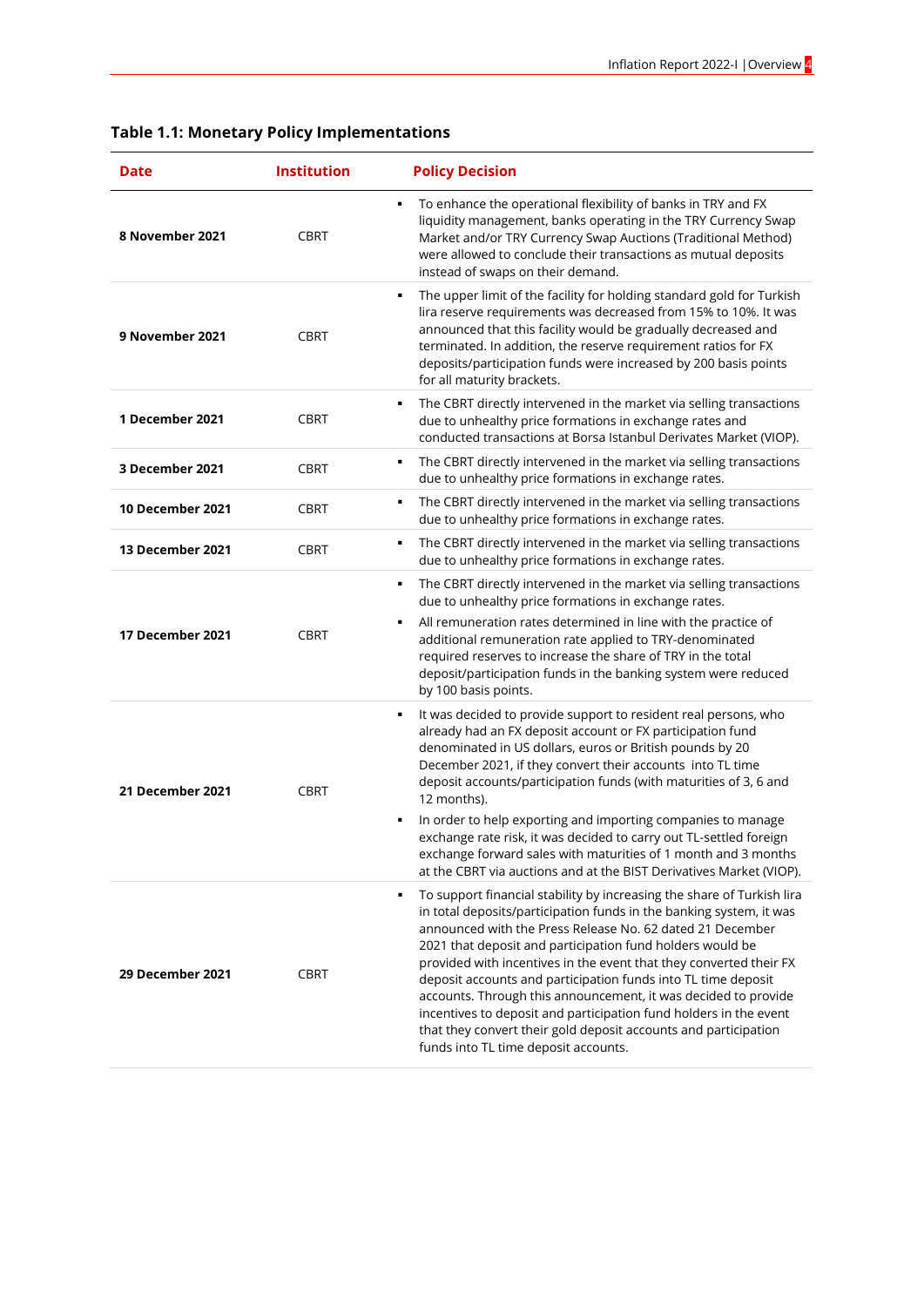**Table 1.1: Monetary Policy Implementations**

| Date | Institution | Policy Decision |
|---|---|---|
| **8 November 2021** | CBRT | ▪ To enhance the operational flexibility of banks in TRY and FX liquidity management, banks operating in the TRY Currency Swap Market and/or TRY Currency Swap Auctions (Traditional Method) were allowed to conclude their transactions as mutual deposits instead of swaps on their demand. |
| **9 November 2021** | CBRT | ▪ The upper limit of the facility for holding standard gold for Turkish lira reserve requirements was decreased from 15% to 10%. It was announced that this facility would be gradually decreased and terminated. In addition, the reserve requirement ratios for FX deposits/participation funds were increased by 200 basis points for all maturity brackets. |
| **1 December 2021** | CBRT | ▪ The CBRT directly intervened in the market via selling transactions due to unhealthy price formations in exchange rates and conducted transactions at Borsa Istanbul Derivates Market (VIOP). |
| **3 December 2021** | CBRT | ▪ The CBRT directly intervened in the market via selling transactions due to unhealthy price formations in exchange rates. |
| **10 December 2021** | CBRT | ▪ The CBRT directly intervened in the market via selling transactions due to unhealthy price formations in exchange rates. |
| **13 December 2021** | CBRT | ▪ The CBRT directly intervened in the market via selling transactions due to unhealthy price formations in exchange rates. |
| **17 December 2021** | CBRT | ▪ The CBRT directly intervened in the market via selling transactions due to unhealthy price formations in exchange rates.<br>▪ All remuneration rates determined in line with the practice of additional remuneration rate applied to TRY-denominated required reserves to increase the share of TRY in the total deposit/participation funds in the banking system were reduced by 100 basis points. |
| **21 December 2021** | CBRT | ▪ It was decided to provide support to resident real persons, who already had an FX deposit account or FX participation fund denominated in US dollars, euros or British pounds by 20 December 2021, if they convert their accounts into TL time deposit accounts/participation funds (with maturities of 3, 6 and 12 months).<br>▪ In order to help exporting and importing companies to manage exchange rate risk, it was decided to carry out TL-settled foreign exchange forward sales with maturities of 1 month and 3 months at the CBRT via auctions and at the BIST Derivatives Market (VIOP). |
| **29 December 2021** | CBRT | ▪ To support financial stability by increasing the share of Turkish lira in total deposits/participation funds in the banking system, it was announced with the Press Release No. 62 dated 21 December 2021 that deposit and participation fund holders would be provided with incentives in the event that they converted their FX deposit accounts and participation funds into TL time deposit accounts. Through this announcement, it was decided to provide incentives to deposit and participation fund holders in the event that they convert their gold deposit accounts and participation funds into TL time deposit accounts. |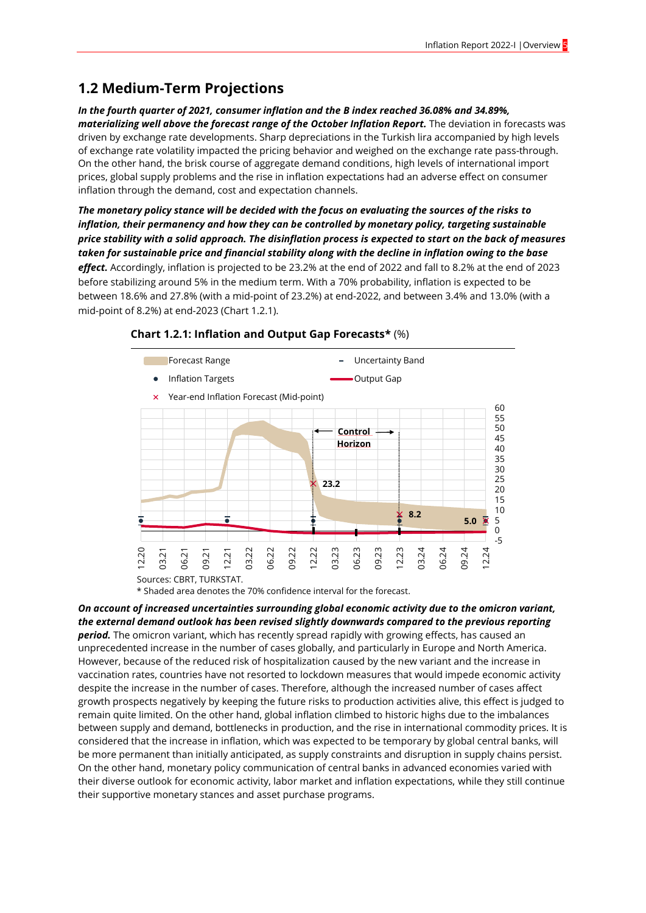## 1.2 Medium-Term Projections

***In the fourth quarter of 2021, consumer inflation and the B index reached 36.08% and 34.89%, materializing well above the forecast range of the October Inflation Report.*** The deviation in forecasts was driven by exchange rate developments. Sharp depreciations in the Turkish lira accompanied by high levels of exchange rate volatility impacted the pricing behavior and weighed on the exchange rate pass-through. On the other hand, the brisk course of aggregate demand conditions, high levels of international import prices, global supply problems and the rise in inflation expectations had an adverse effect on consumer inflation through the demand, cost and expectation channels.

***The monetary policy stance will be decided with the focus on evaluating the sources of the risks to inflation, their permanency and how they can be controlled by monetary policy, targeting sustainable price stability with a solid approach. The disinflation process is expected to start on the back of measures taken for sustainable price and financial stability along with the decline in inflation owing to the base effect.*** Accordingly, inflation is projected to be 23.2% at the end of 2022 and fall to 8.2% at the end of 2023 before stabilizing around 5% in the medium term. With a 70% probability, inflation is expected to be between 18.6% and 27.8% (with a mid-point of 23.2%) at end-2022, and between 3.4% and 13.0% (with a mid-point of 8.2%) at end-2023 (Chart 1.2.1).

**Chart 1.2.1: Inflation and Output Gap Forecasts*** (%)

Sources: CBRT, TURKSTAT.
\* Shaded area denotes the 70% confidence interval for the forecast.

***On account of increased uncertainties surrounding global economic activity due to the omicron variant, the external demand outlook has been revised slightly downwards compared to the previous reporting period.*** The omicron variant, which has recently spread rapidly with growing effects, has caused an unprecedented increase in the number of cases globally, and particularly in Europe and North America. However, because of the reduced risk of hospitalization caused by the new variant and the increase in vaccination rates, countries have not resorted to lockdown measures that would impede economic activity despite the increase in the number of cases. Therefore, although the increased number of cases affect growth prospects negatively by keeping the future risks to production activities alive, this effect is judged to remain quite limited. On the other hand, global inflation climbed to historic highs due to the imbalances between supply and demand, bottlenecks in production, and the rise in international commodity prices. It is considered that the increase in inflation, which was expected to be temporary by global central banks, will be more permanent than initially anticipated, as supply constraints and disruption in supply chains persist. On the other hand, monetary policy communication of central banks in advanced economies varied with their diverse outlook for economic activity, labor market and inflation expectations, while they still continue their supportive monetary stances and asset purchase programs.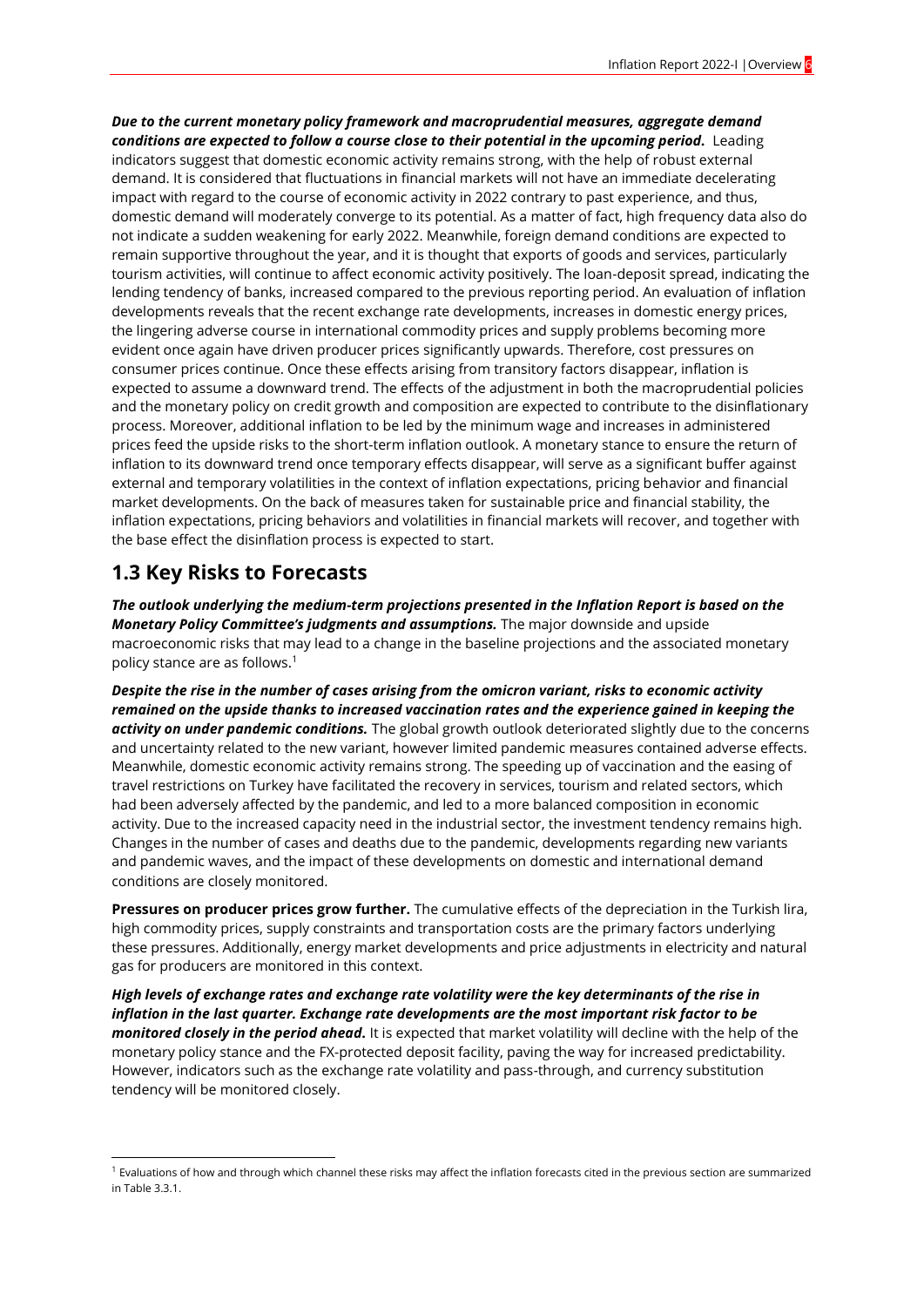***Due to the current monetary policy framework and macroprudential measures, aggregate demand conditions are expected to follow a course close to their potential in the upcoming period.*** Leading indicators suggest that domestic economic activity remains strong, with the help of robust external demand. It is considered that fluctuations in financial markets will not have an immediate decelerating impact with regard to the course of economic activity in 2022 contrary to past experience, and thus, domestic demand will moderately converge to its potential. As a matter of fact, high frequency data also do not indicate a sudden weakening for early 2022. Meanwhile, foreign demand conditions are expected to remain supportive throughout the year, and it is thought that exports of goods and services, particularly tourism activities, will continue to affect economic activity positively. The loan-deposit spread, indicating the lending tendency of banks, increased compared to the previous reporting period. An evaluation of inflation developments reveals that the recent exchange rate developments, increases in domestic energy prices, the lingering adverse course in international commodity prices and supply problems becoming more evident once again have driven producer prices significantly upwards. Therefore, cost pressures on consumer prices continue. Once these effects arising from transitory factors disappear, inflation is expected to assume a downward trend. The effects of the adjustment in both the macroprudential policies and the monetary policy on credit growth and composition are expected to contribute to the disinflationary process. Moreover, additional inflation to be led by the minimum wage and increases in administered prices feed the upside risks to the short-term inflation outlook. A monetary stance to ensure the return of inflation to its downward trend once temporary effects disappear, will serve as a significant buffer against external and temporary volatilities in the context of inflation expectations, pricing behavior and financial market developments. On the back of measures taken for sustainable price and financial stability, the inflation expectations, pricing behaviors and volatilities in financial markets will recover, and together with the base effect the disinflation process is expected to start.

## 1.3 Key Risks to Forecasts

***The outlook underlying the medium-term projections presented in the Inflation Report is based on the Monetary Policy Committee's judgments and assumptions.*** The major downside and upside macroeconomic risks that may lead to a change in the baseline projections and the associated monetary policy stance are as follows.[1]

***Despite the rise in the number of cases arising from the omicron variant, risks to economic activity remained on the upside thanks to increased vaccination rates and the experience gained in keeping the activity on under pandemic conditions.*** The global growth outlook deteriorated slightly due to the concerns and uncertainty related to the new variant, however limited pandemic measures contained adverse effects. Meanwhile, domestic economic activity remains strong. The speeding up of vaccination and the easing of travel restrictions on Turkey have facilitated the recovery in services, tourism and related sectors, which had been adversely affected by the pandemic, and led to a more balanced composition in economic activity. Due to the increased capacity need in the industrial sector, the investment tendency remains high. Changes in the number of cases and deaths due to the pandemic, developments regarding new variants and pandemic waves, and the impact of these developments on domestic and international demand conditions are closely monitored.

**Pressures on producer prices grow further.** The cumulative effects of the depreciation in the Turkish lira, high commodity prices, supply constraints and transportation costs are the primary factors underlying these pressures. Additionally, energy market developments and price adjustments in electricity and natural gas for producers are monitored in this context.

***High levels of exchange rates and exchange rate volatility were the key determinants of the rise in inflation in the last quarter. Exchange rate developments are the most important risk factor to be monitored closely in the period ahead.*** It is expected that market volatility will decline with the help of the monetary policy stance and the FX-protected deposit facility, paving the way for increased predictability. However, indicators such as the exchange rate volatility and pass-through, and currency substitution tendency will be monitored closely.

[1] Evaluations of how and through which channel these risks may affect the inflation forecasts cited in the previous section are summarized in Table 3.3.1.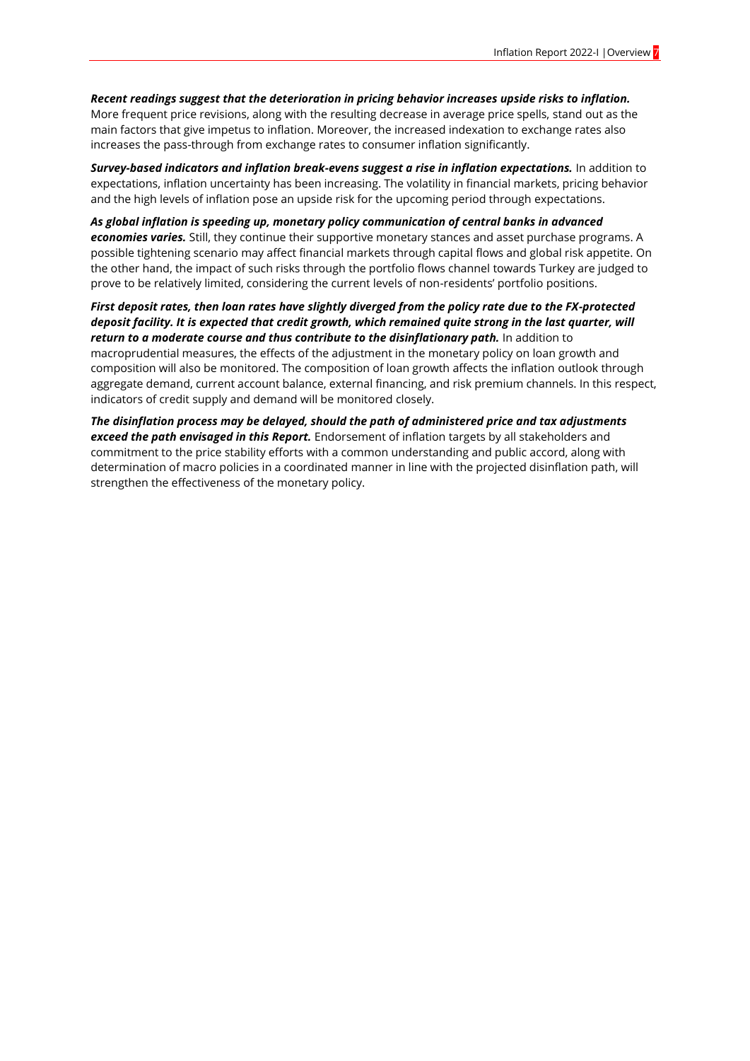***Recent readings suggest that the deterioration in pricing behavior increases upside risks to inflation.*** More frequent price revisions, along with the resulting decrease in average price spells, stand out as the main factors that give impetus to inflation. Moreover, the increased indexation to exchange rates also increases the pass-through from exchange rates to consumer inflation significantly.

***Survey-based indicators and inflation break-evens suggest a rise in inflation expectations.*** In addition to expectations, inflation uncertainty has been increasing. The volatility in financial markets, pricing behavior and the high levels of inflation pose an upside risk for the upcoming period through expectations.

***As global inflation is speeding up, monetary policy communication of central banks in advanced economies varies.*** Still, they continue their supportive monetary stances and asset purchase programs. A possible tightening scenario may affect financial markets through capital flows and global risk appetite. On the other hand, the impact of such risks through the portfolio flows channel towards Turkey are judged to prove to be relatively limited, considering the current levels of non-residents' portfolio positions.

***First deposit rates, then loan rates have slightly diverged from the policy rate due to the FX-protected deposit facility. It is expected that credit growth, which remained quite strong in the last quarter, will return to a moderate course and thus contribute to the disinflationary path.*** In addition to macroprudential measures, the effects of the adjustment in the monetary policy on loan growth and composition will also be monitored. The composition of loan growth affects the inflation outlook through aggregate demand, current account balance, external financing, and risk premium channels. In this respect, indicators of credit supply and demand will be monitored closely.

***The disinflation process may be delayed, should the path of administered price and tax adjustments exceed the path envisaged in this Report.*** Endorsement of inflation targets by all stakeholders and commitment to the price stability efforts with a common understanding and public accord, along with determination of macro policies in a coordinated manner in line with the projected disinflation path, will strengthen the effectiveness of the monetary policy.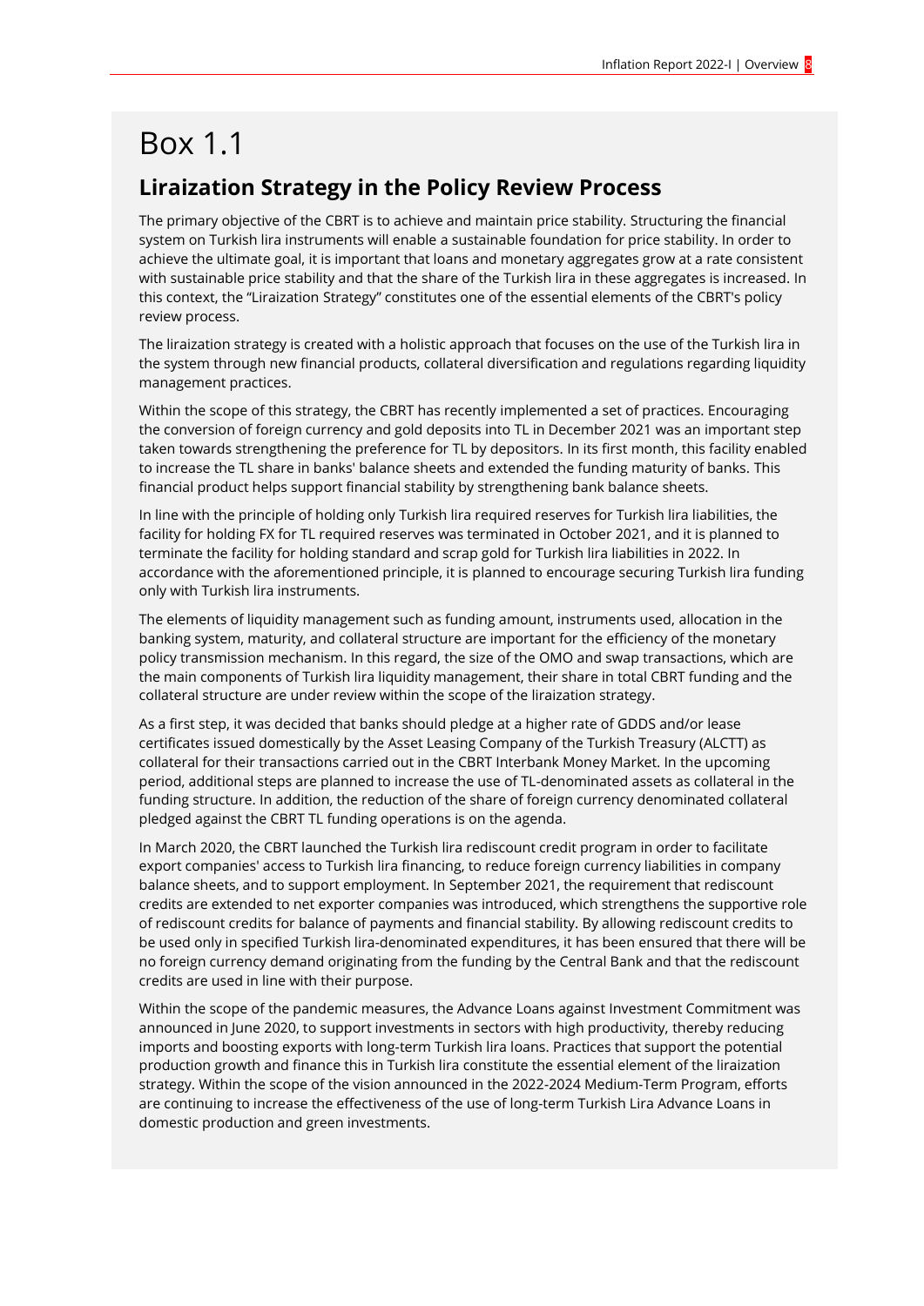# Box 1.1

## Liraization Strategy in the Policy Review Process

The primary objective of the CBRT is to achieve and maintain price stability. Structuring the financial system on Turkish lira instruments will enable a sustainable foundation for price stability. In order to achieve the ultimate goal, it is important that loans and monetary aggregates grow at a rate consistent with sustainable price stability and that the share of the Turkish lira in these aggregates is increased. In this context, the "Liraization Strategy" constitutes one of the essential elements of the CBRT's policy review process.

The liraization strategy is created with a holistic approach that focuses on the use of the Turkish lira in the system through new financial products, collateral diversification and regulations regarding liquidity management practices.

Within the scope of this strategy, the CBRT has recently implemented a set of practices. Encouraging the conversion of foreign currency and gold deposits into TL in December 2021 was an important step taken towards strengthening the preference for TL by depositors. In its first month, this facility enabled to increase the TL share in banks' balance sheets and extended the funding maturity of banks. This financial product helps support financial stability by strengthening bank balance sheets.

In line with the principle of holding only Turkish lira required reserves for Turkish lira liabilities, the facility for holding FX for TL required reserves was terminated in October 2021, and it is planned to terminate the facility for holding standard and scrap gold for Turkish lira liabilities in 2022. In accordance with the aforementioned principle, it is planned to encourage securing Turkish lira funding only with Turkish lira instruments.

The elements of liquidity management such as funding amount, instruments used, allocation in the banking system, maturity, and collateral structure are important for the efficiency of the monetary policy transmission mechanism. In this regard, the size of the OMO and swap transactions, which are the main components of Turkish lira liquidity management, their share in total CBRT funding and the collateral structure are under review within the scope of the liraization strategy.

As a first step, it was decided that banks should pledge at a higher rate of GDDS and/or lease certificates issued domestically by the Asset Leasing Company of the Turkish Treasury (ALCTT) as collateral for their transactions carried out in the CBRT Interbank Money Market. In the upcoming period, additional steps are planned to increase the use of TL-denominated assets as collateral in the funding structure. In addition, the reduction of the share of foreign currency denominated collateral pledged against the CBRT TL funding operations is on the agenda.

In March 2020, the CBRT launched the Turkish lira rediscount credit program in order to facilitate export companies' access to Turkish lira financing, to reduce foreign currency liabilities in company balance sheets, and to support employment. In September 2021, the requirement that rediscount credits are extended to net exporter companies was introduced, which strengthens the supportive role of rediscount credits for balance of payments and financial stability. By allowing rediscount credits to be used only in specified Turkish lira-denominated expenditures, it has been ensured that there will be no foreign currency demand originating from the funding by the Central Bank and that the rediscount credits are used in line with their purpose.

Within the scope of the pandemic measures, the Advance Loans against Investment Commitment was announced in June 2020, to support investments in sectors with high productivity, thereby reducing imports and boosting exports with long-term Turkish lira loans. Practices that support the potential production growth and finance this in Turkish lira constitute the essential element of the liraization strategy. Within the scope of the vision announced in the 2022-2024 Medium-Term Program, efforts are continuing to increase the effectiveness of the use of long-term Turkish Lira Advance Loans in domestic production and green investments.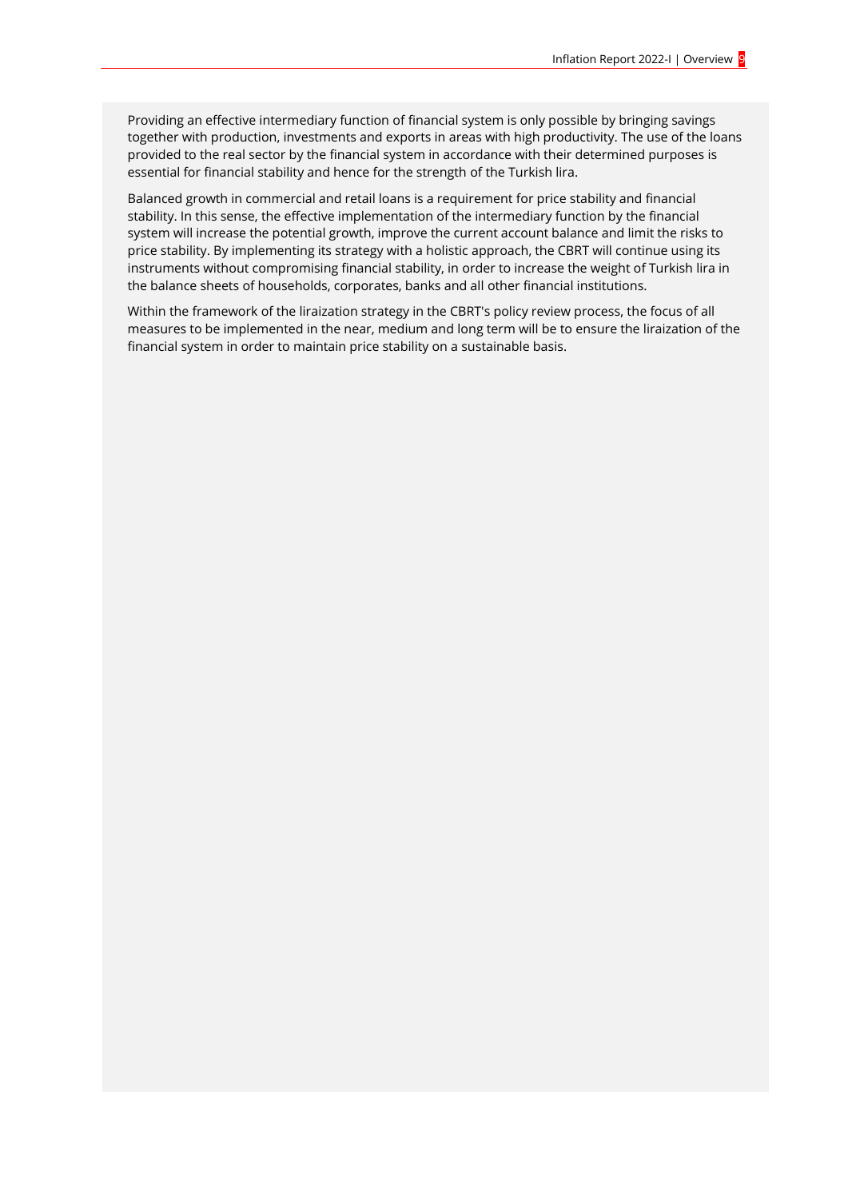Providing an effective intermediary function of financial system is only possible by bringing savings together with production, investments and exports in areas with high productivity. The use of the loans provided to the real sector by the financial system in accordance with their determined purposes is essential for financial stability and hence for the strength of the Turkish lira.

Balanced growth in commercial and retail loans is a requirement for price stability and financial stability. In this sense, the effective implementation of the intermediary function by the financial system will increase the potential growth, improve the current account balance and limit the risks to price stability. By implementing its strategy with a holistic approach, the CBRT will continue using its instruments without compromising financial stability, in order to increase the weight of Turkish lira in the balance sheets of households, corporates, banks and all other financial institutions.

Within the framework of the liraization strategy in the CBRT's policy review process, the focus of all measures to be implemented in the near, medium and long term will be to ensure the liraization of the financial system in order to maintain price stability on a sustainable basis.